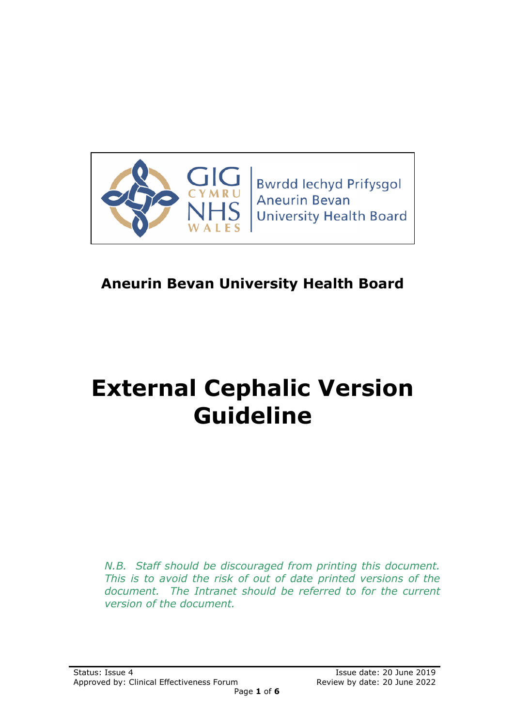Bwrdd Iechyd Prifysgol Aneurin Bevan
University Health Board

**Aneurin Bevan University Health Board**

# External Cephalic Version Guideline

*N.B. Staff should be discouraged from printing this document. This is to avoid the risk of out of date printed versions of the document. The Intranet should be referred to for the current version of the document.*

Status: Issue 4
Approved by: Clinical Effectiveness Forum
Issue date: 20 June 2019
Review by date: 20 June 2022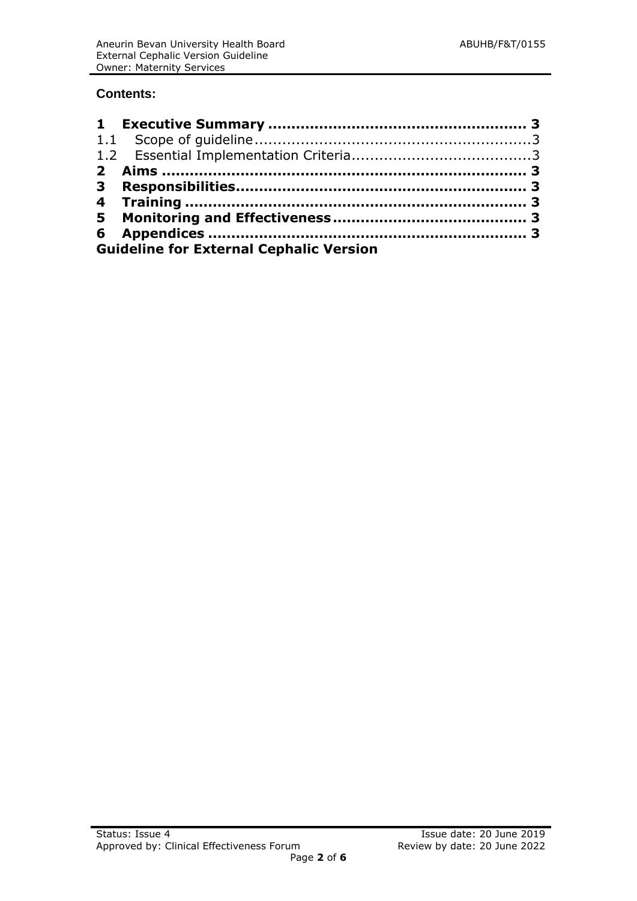**Contents:**

**1 Executive Summary ........................................................ 3**

1.1 Scope of guideline........................................................3

1.2 Essential Implementation Criteria......................................3

**2 Aims ............................................................................ 3**

**3 Responsibilities............................................................. 3**

**4 Training ....................................................................... 3**

**5 Monitoring and Effectiveness......................................... 3**

**6 Appendices .................................................................. 3**

**Guideline for External Cephalic Version**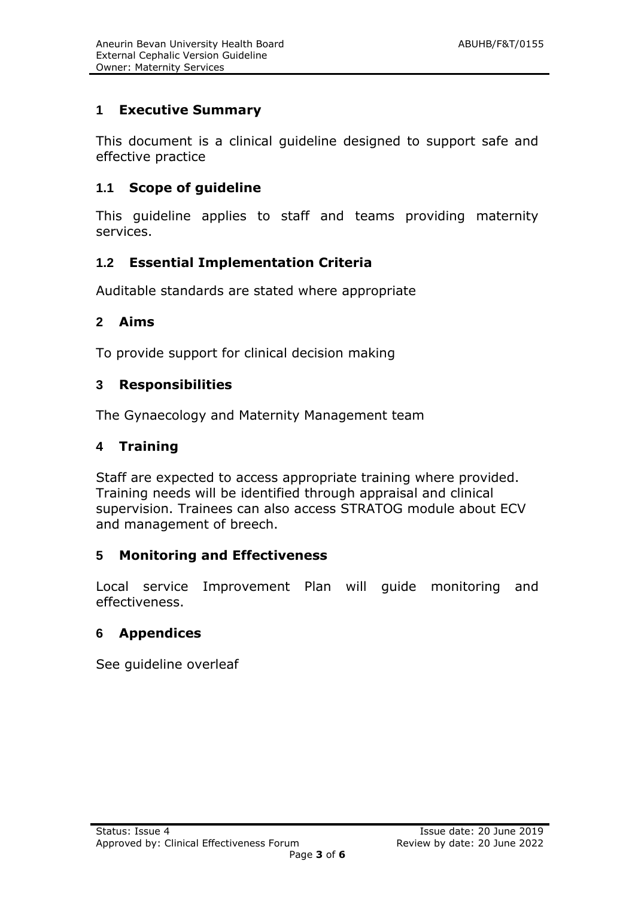## 1 Executive Summary

This document is a clinical guideline designed to support safe and effective practice

### 1.1 Scope of guideline

This guideline applies to staff and teams providing maternity services.

### 1.2 Essential Implementation Criteria

Auditable standards are stated where appropriate

## 2 Aims

To provide support for clinical decision making

## 3 Responsibilities

The Gynaecology and Maternity Management team

## 4 Training

Staff are expected to access appropriate training where provided. Training needs will be identified through appraisal and clinical supervision. Trainees can also access STRATOG module about ECV and management of breech.

## 5 Monitoring and Effectiveness

Local service Improvement Plan will guide monitoring and effectiveness.

## 6 Appendices

See guideline overleaf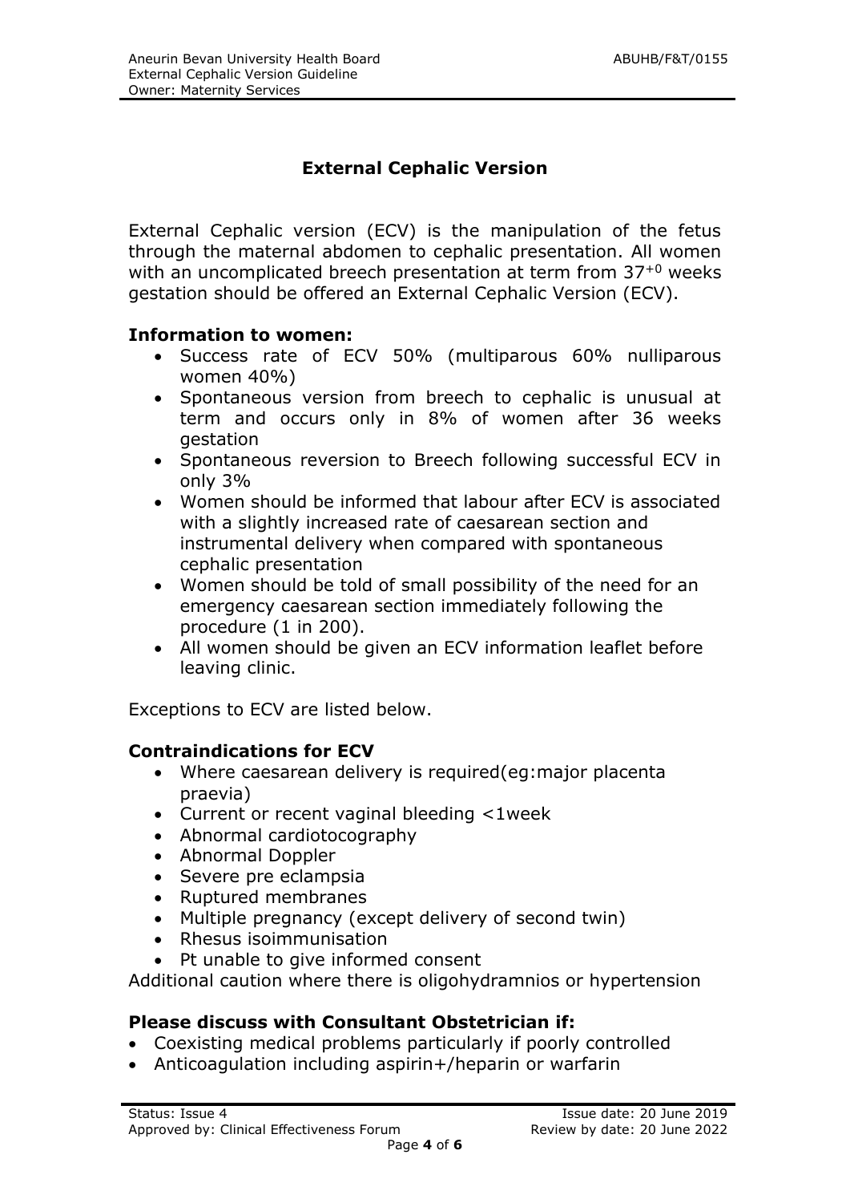# External Cephalic Version

External Cephalic version (ECV) is the manipulation of the fetus through the maternal abdomen to cephalic presentation. All women with an uncomplicated breech presentation at term from $37^{+0}$ weeks gestation should be offered an External Cephalic Version (ECV).

## Information to women:

- Success rate of ECV 50% (multiparous 60% nulliparous women 40%)
- Spontaneous version from breech to cephalic is unusual at term and occurs only in 8% of women after 36 weeks gestation
- Spontaneous reversion to Breech following successful ECV in only 3%
- Women should be informed that labour after ECV is associated with a slightly increased rate of caesarean section and instrumental delivery when compared with spontaneous cephalic presentation
- Women should be told of small possibility of the need for an emergency caesarean section immediately following the procedure (1 in 200).
- All women should be given an ECV information leaflet before leaving clinic.

Exceptions to ECV are listed below.

## Contraindications for ECV

- Where caesarean delivery is required(eg:major placenta praevia)
- Current or recent vaginal bleeding <1week
- Abnormal cardiotocography
- Abnormal Doppler
- Severe pre eclampsia
- Ruptured membranes
- Multiple pregnancy (except delivery of second twin)
- Rhesus isoimmunisation
- Pt unable to give informed consent

Additional caution where there is oligohydramnios or hypertension

## Please discuss with Consultant Obstetrician if:

- Coexisting medical problems particularly if poorly controlled
- Anticoagulation including aspirin+/heparin or warfarin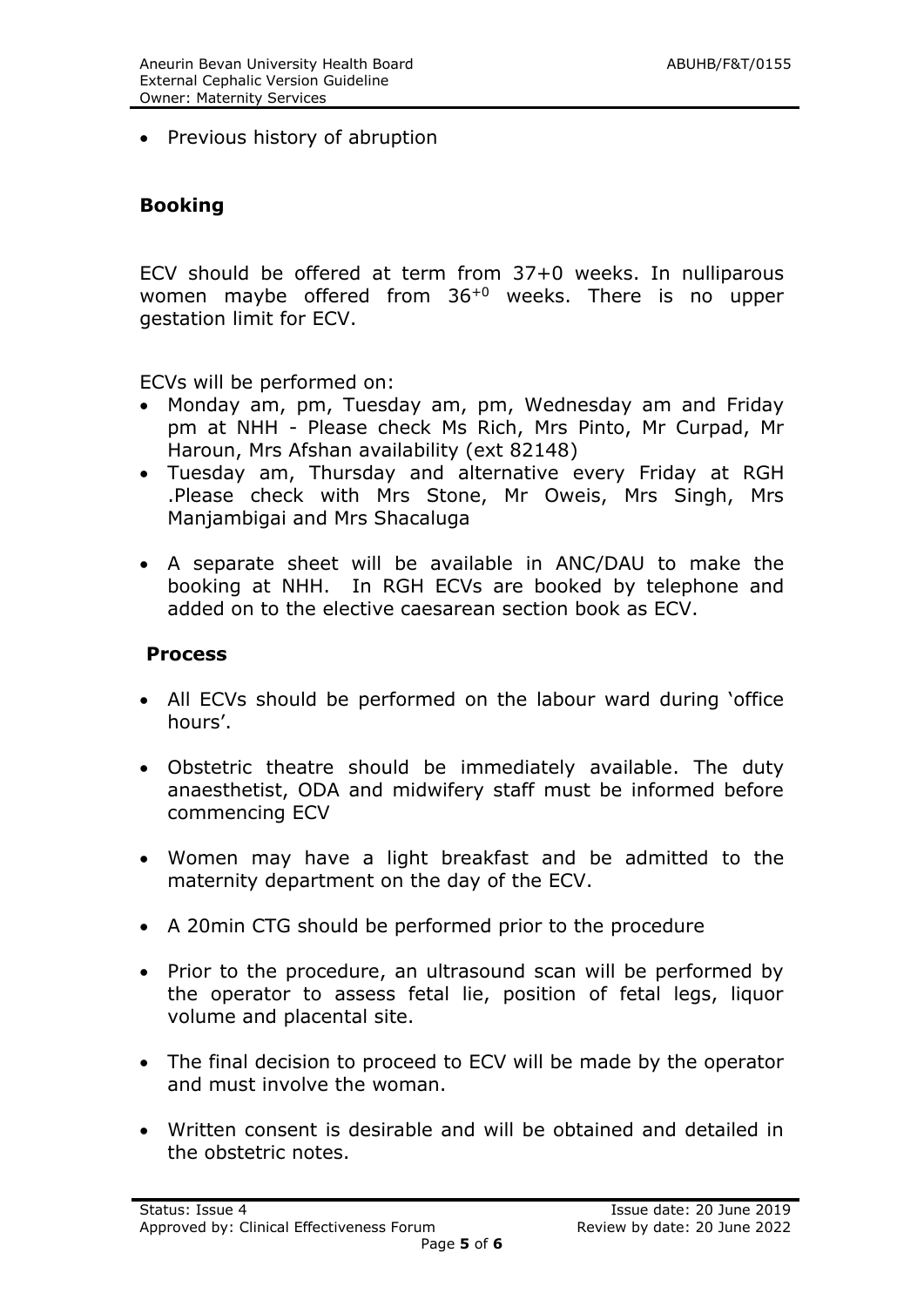- Previous history of abruption

## Booking

ECV should be offered at term from 37+0 weeks. In nulliparous women maybe offered from $36^{+0}$ weeks. There is no upper gestation limit for ECV.

ECVs will be performed on:

- Monday am, pm, Tuesday am, pm, Wednesday am and Friday pm at NHH - Please check Ms Rich, Mrs Pinto, Mr Curpad, Mr Haroun, Mrs Afshan availability (ext 82148)
- Tuesday am, Thursday and alternative every Friday at RGH .Please check with Mrs Stone, Mr Oweis, Mrs Singh, Mrs Manjambigai and Mrs Shacaluga
- A separate sheet will be available in ANC/DAU to make the booking at NHH. In RGH ECVs are booked by telephone and added on to the elective caesarean section book as ECV.

## Process

- All ECVs should be performed on the labour ward during 'office hours'.
- Obstetric theatre should be immediately available. The duty anaesthetist, ODA and midwifery staff must be informed before commencing ECV
- Women may have a light breakfast and be admitted to the maternity department on the day of the ECV.
- A 20min CTG should be performed prior to the procedure
- Prior to the procedure, an ultrasound scan will be performed by the operator to assess fetal lie, position of fetal legs, liquor volume and placental site.
- The final decision to proceed to ECV will be made by the operator and must involve the woman.
- Written consent is desirable and will be obtained and detailed in the obstetric notes.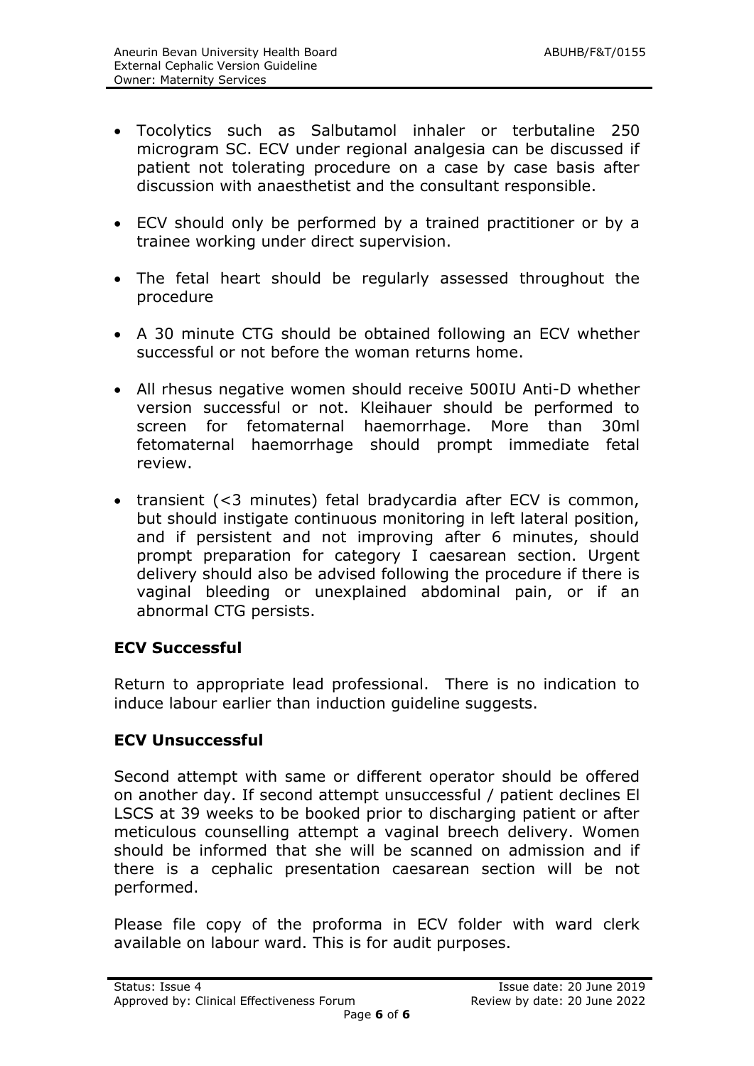- Tocolytics such as Salbutamol inhaler or terbutaline 250 microgram SC. ECV under regional analgesia can be discussed if patient not tolerating procedure on a case by case basis after discussion with anaesthetist and the consultant responsible.

- ECV should only be performed by a trained practitioner or by a trainee working under direct supervision.

- The fetal heart should be regularly assessed throughout the procedure

- A 30 minute CTG should be obtained following an ECV whether successful or not before the woman returns home.

- All rhesus negative women should receive 500IU Anti-D whether version successful or not. Kleihauer should be performed to screen for fetomaternal haemorrhage. More than 30ml fetomaternal haemorrhage should prompt immediate fetal review.

- transient (<3 minutes) fetal bradycardia after ECV is common, but should instigate continuous monitoring in left lateral position, and if persistent and not improving after 6 minutes, should prompt preparation for category I caesarean section. Urgent delivery should also be advised following the procedure if there is vaginal bleeding or unexplained abdominal pain, or if an abnormal CTG persists.

**ECV Successful**

Return to appropriate lead professional. There is no indication to induce labour earlier than induction guideline suggests.

**ECV Unsuccessful**

Second attempt with same or different operator should be offered on another day. If second attempt unsuccessful / patient declines El LSCS at 39 weeks to be booked prior to discharging patient or after meticulous counselling attempt a vaginal breech delivery. Women should be informed that she will be scanned on admission and if there is a cephalic presentation caesarean section will be not performed.

Please file copy of the proforma in ECV folder with ward clerk available on labour ward. This is for audit purposes.